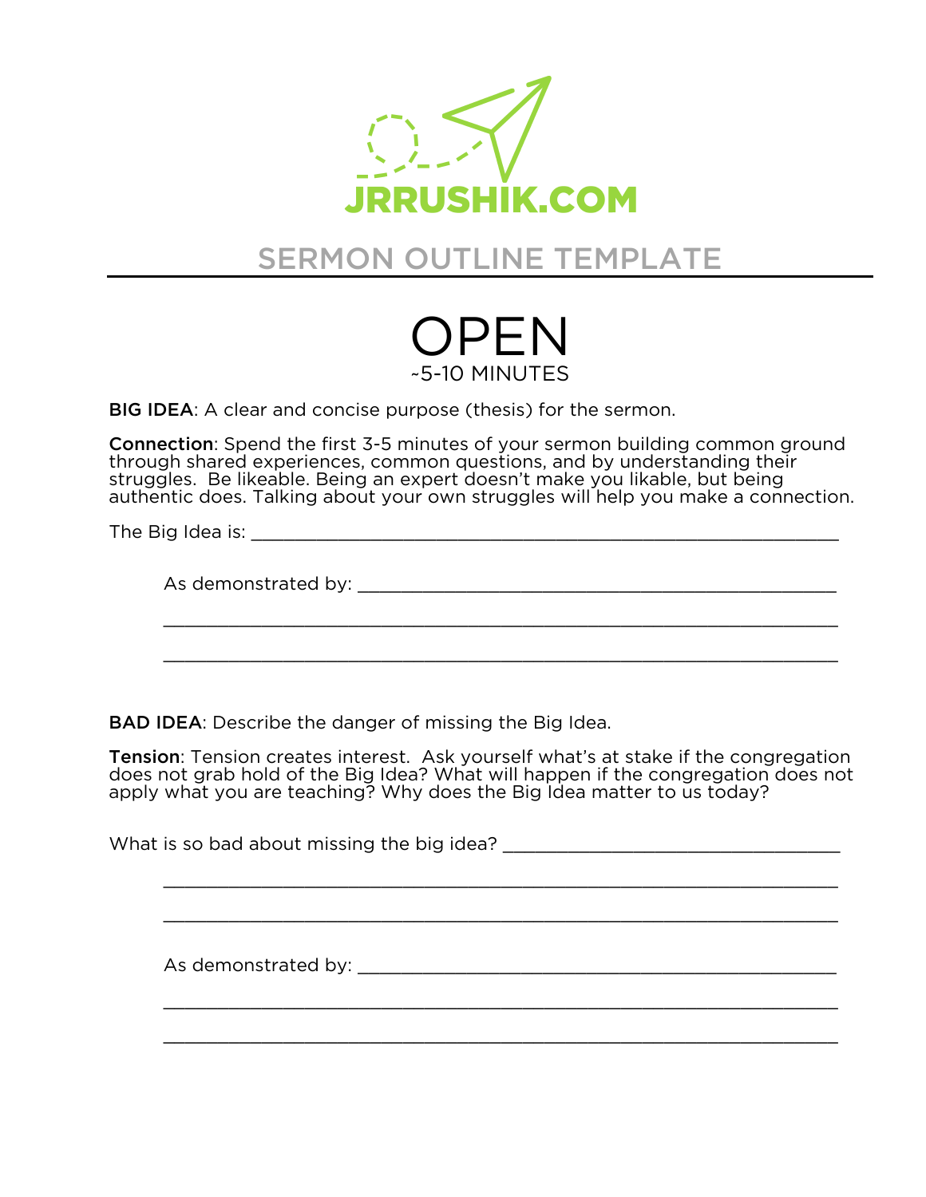JRRUSHIK.COM

# SERMON OUTLINE TEMPLATE

## OPEN

~5-10 MINUTES

**BIG IDEA**: A clear and concise purpose (thesis) for the sermon.

**Connection**: Spend the first 3-5 minutes of your sermon building common ground through shared experiences, common questions, and by understanding their struggles. Be likeable. Being an expert doesn't make you likable, but being authentic does. Talking about your own struggles will help you make a connection.

The Big Idea is: ____________________________________________________________

As demonstrated by: ______________________________________________________

______________________________________________________________________

______________________________________________________________________

**BAD IDEA**: Describe the danger of missing the Big Idea.

**Tension**: Tension creates interest. Ask yourself what's at stake if the congregation does not grab hold of the Big Idea? What will happen if the congregation does not apply what you are teaching? Why does the Big Idea matter to us today?

What is so bad about missing the big idea? ___________________________________

______________________________________________________________________

______________________________________________________________________

As demonstrated by: ______________________________________________________

______________________________________________________________________

______________________________________________________________________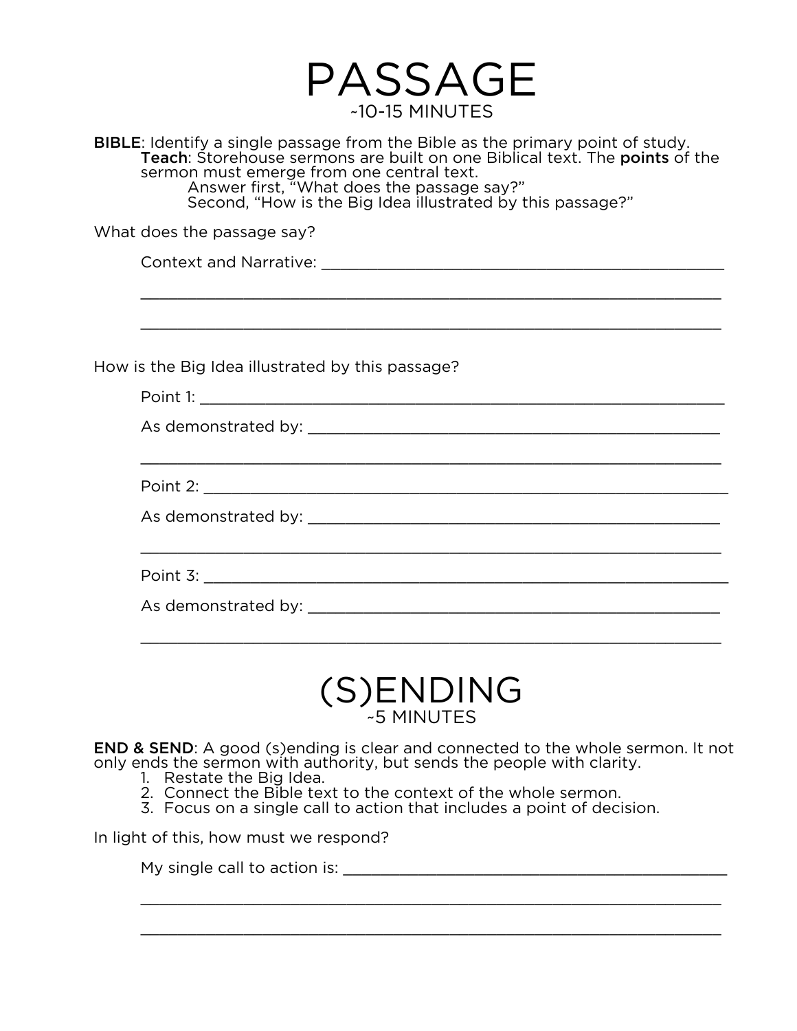# PASSAGE

~10-15 MINUTES

**BIBLE**: Identify a single passage from the Bible as the primary point of study.

> **Teach**: Storehouse sermons are built on one Biblical text. The **points** of the sermon must emerge from one central text.
>
> > Answer first, "What does the passage say?"
> > Second, "How is the Big Idea illustrated by this passage?"

What does the passage say?

> Context and Narrative: ______________________________________________
>
> ____________________________________________________________________
>
> ____________________________________________________________________

How is the Big Idea illustrated by this passage?

> Point 1: _____________________________________________________________
>
> As demonstrated by: __________________________________________________
>
> ____________________________________________________________________
>
> Point 2: _____________________________________________________________
>
> As demonstrated by: __________________________________________________
>
> ____________________________________________________________________
>
> Point 3: _____________________________________________________________
>
> As demonstrated by: __________________________________________________
>
> ____________________________________________________________________

# (S)ENDING

~5 MINUTES

**END & SEND**: A good (s)ending is clear and connected to the whole sermon. It not only ends the sermon with authority, but sends the people with clarity.

1. Restate the Big Idea.
2. Connect the Bible text to the context of the whole sermon.
3. Focus on a single call to action that includes a point of decision.

In light of this, how must we respond?

> My single call to action is: ____________________________________________
>
> ____________________________________________________________________
>
> ____________________________________________________________________